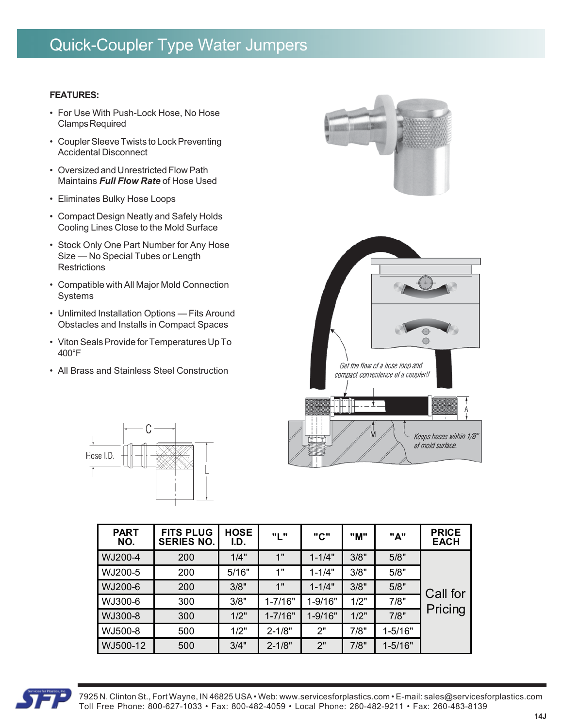# Quick-Coupler Type Water Jumpers

**FEATURES:**

- For Use With Push-Lock Hose, No Hose Clamps Required
- Coupler Sleeve Twists to Lock Preventing Accidental Disconnect
- Oversized and Unrestricted Flow Path Maintains ***Full Flow Rate*** of Hose Used
- Eliminates Bulky Hose Loops
- Compact Design Neatly and Safely Holds Cooling Lines Close to the Mold Surface
- Stock Only One Part Number for Any Hose Size — No Special Tubes or Length Restrictions
- Compatible with All Major Mold Connection Systems
- Unlimited Installation Options — Fits Around Obstacles and Installs in Compact Spaces
- Viton Seals Provide for Temperatures Up To 400°F
- All Brass and Stainless Steel Construction

Get the flow of a hose loop and compact convenience of a coupler!!

Keeps hoses within 1/8" of mold surface.

| PART NO. | FITS PLUG SERIES NO. | HOSE I.D. | "L" | "C" | "M" | "A" | PRICE EACH |
|---|---|---|---|---|---|---|---|
| WJ200-4 | 200 | 1/4" | 1" | 1-1/4" | 3/8" | 5/8" | Call for Pricing |
| WJ200-5 | 200 | 5/16" | 1" | 1-1/4" | 3/8" | 5/8" | |
| WJ200-6 | 200 | 3/8" | 1" | 1-1/4" | 3/8" | 5/8" | |
| WJ300-6 | 300 | 3/8" | 1-7/16" | 1-9/16" | 1/2" | 7/8" | |
| WJ300-8 | 300 | 1/2" | 1-7/16" | 1-9/16" | 1/2" | 7/8" | |
| WJ500-8 | 500 | 1/2" | 2-1/8" | 2" | 7/8" | 1-5/16" | |
| WJ500-12 | 500 | 3/4" | 2-1/8" | 2" | 7/8" | 1-5/16" | |

7925 N. Clinton St., Fort Wayne, IN 46825 USA • Web: www.servicesforplastics.com • E-mail: sales@servicesforplastics.com
Toll Free Phone: 800-627-1033 • Fax: 800-482-4059 • Local Phone: 260-482-9211 • Fax: 260-483-8139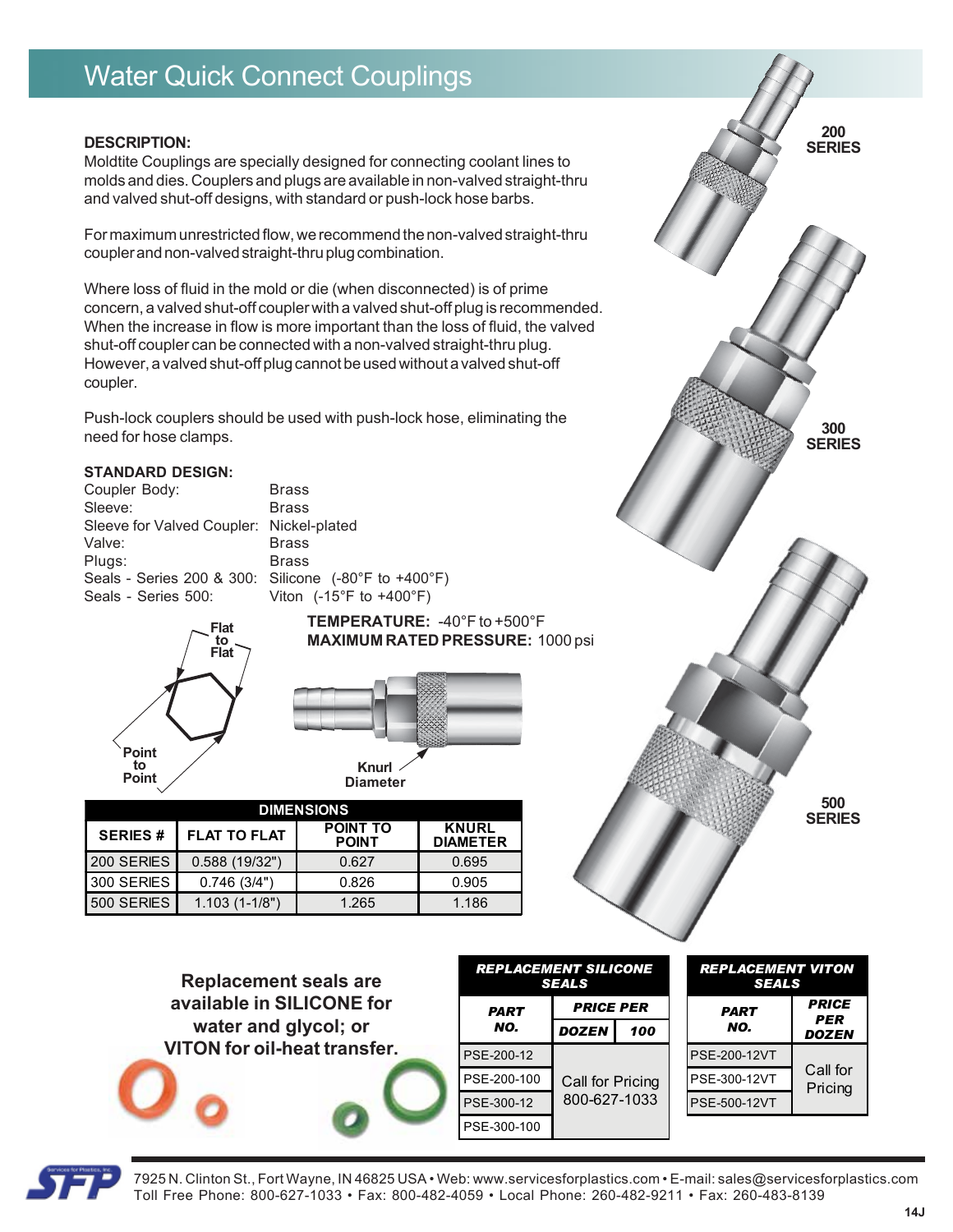# Water Quick Connect Couplings

**DESCRIPTION:**
Moldtite Couplings are specially designed for connecting coolant lines to molds and dies. Couplers and plugs are available in non-valved straight-thru and valved shut-off designs, with standard or push-lock hose barbs.

For maximum unrestricted flow, we recommend the non-valved straight-thru coupler and non-valved straight-thru plug combination.

Where loss of fluid in the mold or die (when disconnected) is of prime concern, a valved shut-off coupler with a valved shut-off plug is recommended. When the increase in flow is more important than the loss of fluid, the valved shut-off coupler can be connected with a non-valved straight-thru plug. However, a valved shut-off plug cannot be used without a valved shut-off coupler.

Push-lock couplers should be used with push-lock hose, eliminating the need for hose clamps.

**STANDARD DESIGN:**

Coupler Body: Brass
Sleeve: Brass
Sleeve for Valved Coupler: Nickel-plated
Valve: Brass
Plugs: Brass
Seals - Series 200 & 300: Silicone (-80°F to +400°F)
Seals - Series 500: Viton (-15°F to +400°F)

**TEMPERATURE:** -40°F to +500°F
**MAXIMUM RATED PRESSURE:** 1000 psi

Flat to Flat
Point to Point
Knurl Diameter

200 SERIES
300 SERIES
500 SERIES

**DIMENSIONS**

| SERIES # | FLAT TO FLAT | POINT TO POINT | KNURL DIAMETER |
|---|---|---|---|
| 200 SERIES | 0.588 (19/32") | 0.627 | 0.695 |
| 300 SERIES | 0.746 (3/4") | 0.826 | 0.905 |
| 500 SERIES | 1.103 (1-1/8") | 1.265 | 1.186 |

**Replacement seals are available in SILICONE for water and glycol; or VITON for oil-heat transfer.**

***REPLACEMENT SILICONE SEALS***

| PART NO. | PRICE PER DOZEN | PRICE PER 100 |
|---|---|---|
| PSE-200-12 | Call for Pricing 800-627-1033 | |
| PSE-200-100 | | |
| PSE-300-12 | | |
| PSE-300-100 | | |

***REPLACEMENT VITON SEALS***

| PART NO. | PRICE PER DOZEN |
|---|---|
| PSE-200-12VT | Call for Pricing |
| PSE-300-12VT | |
| PSE-500-12VT | |

7925 N. Clinton St., Fort Wayne, IN 46825 USA • Web: www.servicesforplastics.com • E-mail: sales@servicesforplastics.com
Toll Free Phone: 800-627-1033 • Fax: 800-482-4059 • Local Phone: 260-482-9211 • Fax: 260-483-8139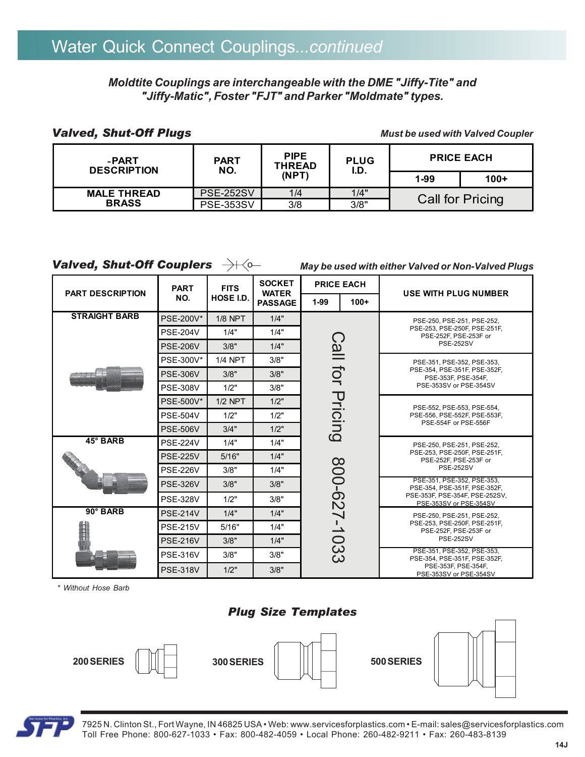# Water Quick Connect Couplings...*continued*

***Moldtite Couplings are interchangeable with the DME "Jiffy-Tite" and "Jiffy-Matic", Foster "FJT" and Parker "Moldmate" types.***

## *Valved, Shut-Off Plugs*

*Must be used with Valved Coupler*

| -PART DESCRIPTION | PART NO. | PIPE THREAD (NPT) | PLUG I.D. | PRICE EACH | |
|---|---|---|---|---|---|
| | | | | 1-99 | 100+ |
| MALE THREAD BRASS | PSE-252SV | 1/4 | 1/4" | Call for Pricing | |
| | PSE-353SV | 3/8 | 3/8" | | |

## *Valved, Shut-Off Couplers*

*May be used with either Valved or Non-Valved Plugs*

| PART DESCRIPTION | PART NO. | FITS HOSE I.D. | SOCKET WATER PASSAGE | PRICE EACH | | USE WITH PLUG NUMBER |
|---|---|---|---|---|---|---|
| | | | | 1-99 | 100+ | |
| STRAIGHT BARB | PSE-200V* | 1/8 NPT | 1/4" | Call for Pricing 800-627-1033 | | PSE-250, PSE-251, PSE-252, PSE-253, PSE-250F, PSE-251F, PSE-252F, PSE-253F or PSE-252SV |
| | PSE-204V | 1/4" | 1/4" | | | |
| | PSE-206V | 3/8" | 1/4" | | | |
| | PSE-300V* | 1/4 NPT | 3/8" | | | PSE-351, PSE-352, PSE-353, PSE-354, PSE-351F, PSE-352F, PSE-353F, PSE-354F, PSE-353SV or PSE-354SV |
| | PSE-306V | 3/8" | 3/8" | | | |
| | PSE-308V | 1/2" | 3/8" | | | |
| | PSE-500V* | 1/2 NPT | 1/2" | | | PSE-552, PSE-553, PSE-554, PSE-556, PSE-552F, PSE-553F, PSE-554F or PSE-556F |
| | PSE-504V | 1/2" | 1/2" | | | |
| | PSE-506V | 3/4" | 1/2" | | | |
| 45° BARB | PSE-224V | 1/4" | 1/4" | | | PSE-250, PSE-251, PSE-252, PSE-253, PSE-250F, PSE-251F, PSE-252F, PSE-253F or PSE-252SV |
| | PSE-225V | 5/16" | 1/4" | | | |
| | PSE-226V | 3/8" | 1/4" | | | |
| | PSE-326V | 3/8" | 3/8" | | | PSE-351, PSE-352, PSE-353, PSE-354, PSE-351F, PSE-352F, PSE-353F, PSE-354F, PSE-252SV, PSE-353SV or PSE-354SV |
| | PSE-328V | 1/2" | 3/8" | | | |
| 90° BARB | PSE-214V | 1/4" | 1/4" | | | PSE-250, PSE-251, PSE-252, PSE-253, PSE-250F, PSE-251F, PSE-252F, PSE-253F or PSE-252SV |
| | PSE-215V | 5/16" | 1/4" | | | |
| | PSE-216V | 3/8" | 1/4" | | | |
| | PSE-316V | 3/8" | 3/8" | | | PSE-351, PSE-352, PSE-353, PSE-354, PSE-351F, PSE-352F, PSE-353F, PSE-354F, PSE-353SV or PSE-354SV |
| | PSE-318V | 1/2" | 3/8" | | | |

*\* Without Hose Barb*

## *Plug Size Templates*

200 SERIES

300 SERIES

500 SERIES

7925 N. Clinton St., Fort Wayne, IN 46825 USA • Web: www.servicesforplastics.com • E-mail: sales@servicesforplastics.com
Toll Free Phone: 800-627-1033 • Fax: 800-482-4059 • Local Phone: 260-482-9211 • Fax: 260-483-8139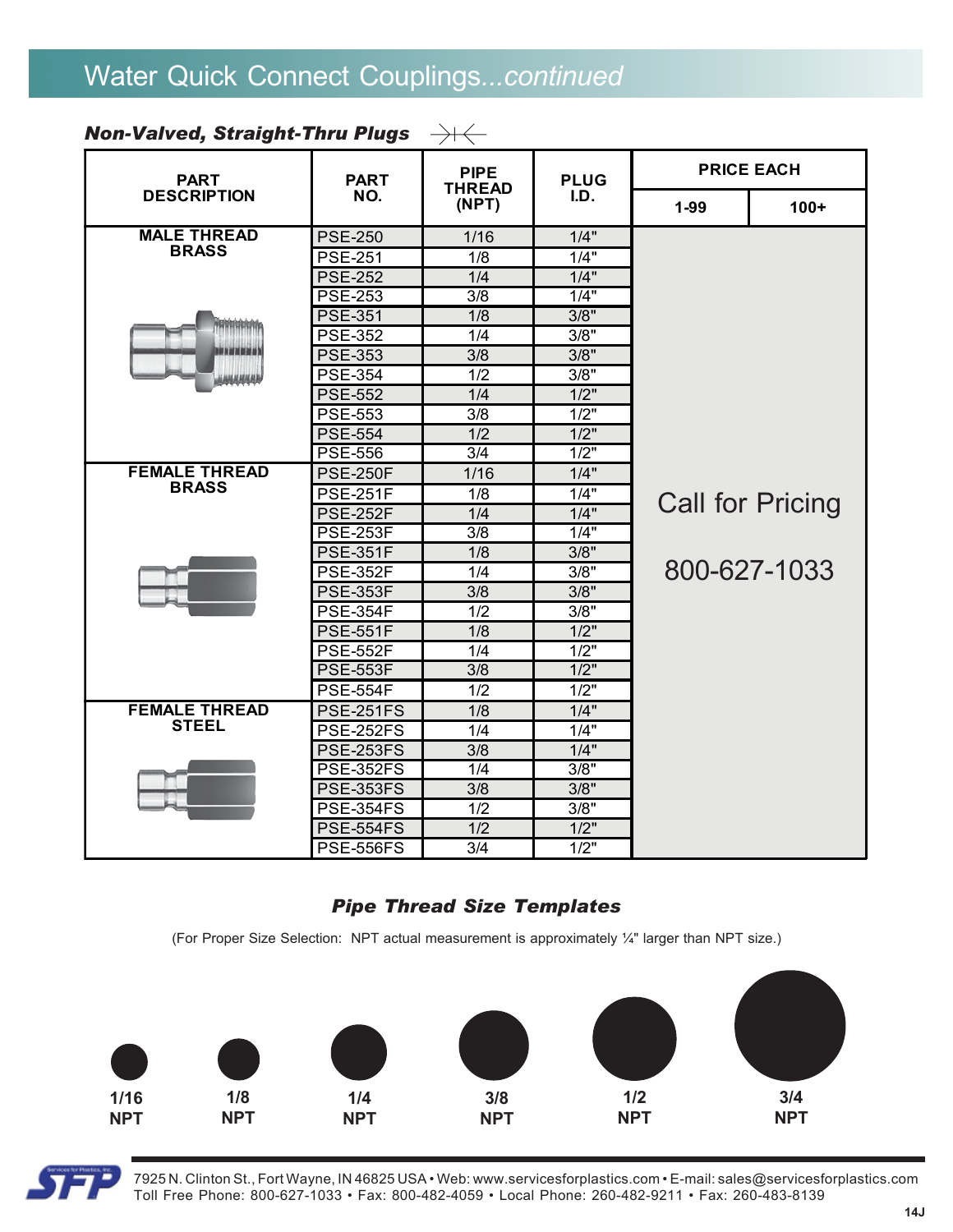## Water Quick Connect Couplings...*continued*

### *Non-Valved, Straight-Thru Plugs*

| PART DESCRIPTION | PART NO. | PIPE THREAD (NPT) | PLUG I.D. | PRICE EACH | |
|---|---|---|---|---|---|
| | | | | 1-99 | 100+ |
| MALE THREAD BRASS | PSE-250 | 1/16 | 1/4" | Call for Pricing 800-627-1033 | |
| | PSE-251 | 1/8 | 1/4" | | |
| | PSE-252 | 1/4 | 1/4" | | |
| | PSE-253 | 3/8 | 1/4" | | |
| | PSE-351 | 1/8 | 3/8" | | |
| | PSE-352 | 1/4 | 3/8" | | |
| | PSE-353 | 3/8 | 3/8" | | |
| | PSE-354 | 1/2 | 3/8" | | |
| | PSE-552 | 1/4 | 1/2" | | |
| | PSE-553 | 3/8 | 1/2" | | |
| | PSE-554 | 1/2 | 1/2" | | |
| | PSE-556 | 3/4 | 1/2" | | |
| FEMALE THREAD BRASS | PSE-250F | 1/16 | 1/4" | | |
| | PSE-251F | 1/8 | 1/4" | | |
| | PSE-252F | 1/4 | 1/4" | | |
| | PSE-253F | 3/8 | 1/4" | | |
| | PSE-351F | 1/8 | 3/8" | | |
| | PSE-352F | 1/4 | 3/8" | | |
| | PSE-353F | 3/8 | 3/8" | | |
| | PSE-354F | 1/2 | 3/8" | | |
| | PSE-551F | 1/8 | 1/2" | | |
| | PSE-552F | 1/4 | 1/2" | | |
| | PSE-553F | 3/8 | 1/2" | | |
| | PSE-554F | 1/2 | 1/2" | | |
| FEMALE THREAD STEEL | PSE-251FS | 1/8 | 1/4" | | |
| | PSE-252FS | 1/4 | 1/4" | | |
| | PSE-253FS | 3/8 | 1/4" | | |
| | PSE-352FS | 1/4 | 3/8" | | |
| | PSE-353FS | 3/8 | 3/8" | | |
| | PSE-354FS | 1/2 | 3/8" | | |
| | PSE-554FS | 1/2 | 1/2" | | |
| | PSE-556FS | 3/4 | 1/2" | | |

### *Pipe Thread Size Templates*

(For Proper Size Selection: NPT actual measurement is approximately ¼" larger than NPT size.)

1/16 NPT
1/8 NPT
1/4 NPT
3/8 NPT
1/2 NPT
3/4 NPT

7925 N. Clinton St., Fort Wayne, IN 46825 USA • Web: www.servicesforplastics.com • E-mail: sales@servicesforplastics.com
Toll Free Phone: 800-627-1033 • Fax: 800-482-4059 • Local Phone: 260-482-9211 • Fax: 260-483-8139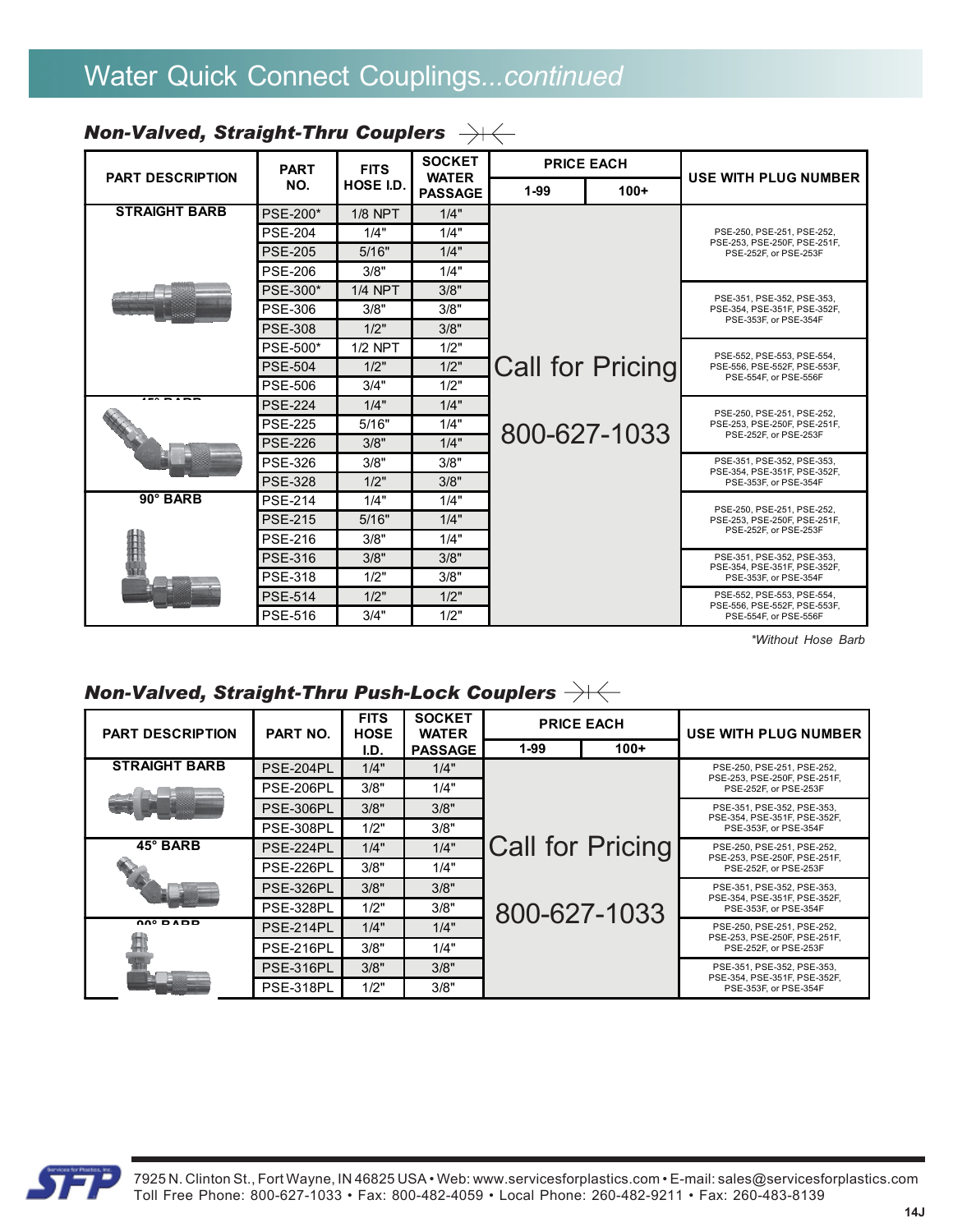# Water Quick Connect Couplings...*continued*

## *Non-Valved, Straight-Thru Couplers*

| PART DESCRIPTION | PART NO. | FITS HOSE I.D. | SOCKET WATER PASSAGE | PRICE EACH 1-99 | PRICE EACH 100+ | USE WITH PLUG NUMBER |
|---|---|---|---|---|---|---|
| STRAIGHT BARB | PSE-200* | 1/8 NPT | 1/4" | Call for Pricing 800-627-1033 | | PSE-250, PSE-251, PSE-252, PSE-253, PSE-250F, PSE-251F, PSE-252F, or PSE-253F |
| | PSE-204 | 1/4" | 1/4" | | | |
| | PSE-205 | 5/16" | 1/4" | | | |
| | PSE-206 | 3/8" | 1/4" | | | |
| | PSE-300* | 1/4 NPT | 3/8" | | | PSE-351, PSE-352, PSE-353, PSE-354, PSE-351F, PSE-352F, PSE-353F, or PSE-354F |
| | PSE-306 | 3/8" | 3/8" | | | |
| | PSE-308 | 1/2" | 3/8" | | | |
| | PSE-500* | 1/2 NPT | 1/2" | | | PSE-552, PSE-553, PSE-554, PSE-556, PSE-552F, PSE-553F, PSE-554F, or PSE-556F |
| | PSE-504 | 1/2" | 1/2" | | | |
| | PSE-506 | 3/4" | 1/2" | | | |
| 45° BARB | PSE-224 | 1/4" | 1/4" | | | PSE-250, PSE-251, PSE-252, PSE-253, PSE-250F, PSE-251F, PSE-252F, or PSE-253F |
| | PSE-225 | 5/16" | 1/4" | | | |
| | PSE-226 | 3/8" | 1/4" | | | |
| | PSE-326 | 3/8" | 3/8" | | | PSE-351, PSE-352, PSE-353, PSE-354, PSE-351F, PSE-352F, PSE-353F, or PSE-354F |
| | PSE-328 | 1/2" | 3/8" | | | |
| 90° BARB | PSE-214 | 1/4" | 1/4" | | | PSE-250, PSE-251, PSE-252, PSE-253, PSE-250F, PSE-251F, PSE-252F, or PSE-253F |
| | PSE-215 | 5/16" | 1/4" | | | |
| | PSE-216 | 3/8" | 1/4" | | | |
| | PSE-316 | 3/8" | 3/8" | | | PSE-351, PSE-352, PSE-353, PSE-354, PSE-351F, PSE-352F, PSE-353F, or PSE-354F |
| | PSE-318 | 1/2" | 3/8" | | | |
| | PSE-514 | 1/2" | 1/2" | | | PSE-552, PSE-553, PSE-554, PSE-556, PSE-552F, PSE-553F, PSE-554F, or PSE-556F |
| | PSE-516 | 3/4" | 1/2" | | | |

*\*Without Hose Barb*

## *Non-Valved, Straight-Thru Push-Lock Couplers*

| PART DESCRIPTION | PART NO. | FITS HOSE I.D. | SOCKET WATER PASSAGE | PRICE EACH 1-99 | PRICE EACH 100+ | USE WITH PLUG NUMBER |
|---|---|---|---|---|---|---|
| STRAIGHT BARB | PSE-204PL | 1/4" | 1/4" | Call for Pricing 800-627-1033 | | PSE-250, PSE-251, PSE-252, PSE-253, PSE-250F, PSE-251F, PSE-252F, or PSE-253F |
| | PSE-206PL | 3/8" | 1/4" | | | |
| | PSE-306PL | 3/8" | 3/8" | | | PSE-351, PSE-352, PSE-353, PSE-354, PSE-351F, PSE-352F, PSE-353F, or PSE-354F |
| | PSE-308PL | 1/2" | 3/8" | | | |
| 45° BARB | PSE-224PL | 1/4" | 1/4" | | | PSE-250, PSE-251, PSE-252, PSE-253, PSE-250F, PSE-251F, PSE-252F, or PSE-253F |
| | PSE-226PL | 3/8" | 1/4" | | | |
| | PSE-326PL | 3/8" | 3/8" | | | PSE-351, PSE-352, PSE-353, PSE-354, PSE-351F, PSE-352F, PSE-353F, or PSE-354F |
| | PSE-328PL | 1/2" | 3/8" | | | |
| 90° BARB | PSE-214PL | 1/4" | 1/4" | | | PSE-250, PSE-251, PSE-252, PSE-253, PSE-250F, PSE-251F, PSE-252F, or PSE-253F |
| | PSE-216PL | 3/8" | 1/4" | | | |
| | PSE-316PL | 3/8" | 3/8" | | | PSE-351, PSE-352, PSE-353, PSE-354, PSE-351F, PSE-352F, PSE-353F, or PSE-354F |
| | PSE-318PL | 1/2" | 3/8" | | | |

7925 N. Clinton St., Fort Wayne, IN 46825 USA • Web: www.servicesforplastics.com • E-mail: sales@servicesforplastics.com
Toll Free Phone: 800-627-1033 • Fax: 800-482-4059 • Local Phone: 260-482-9211 • Fax: 260-483-8139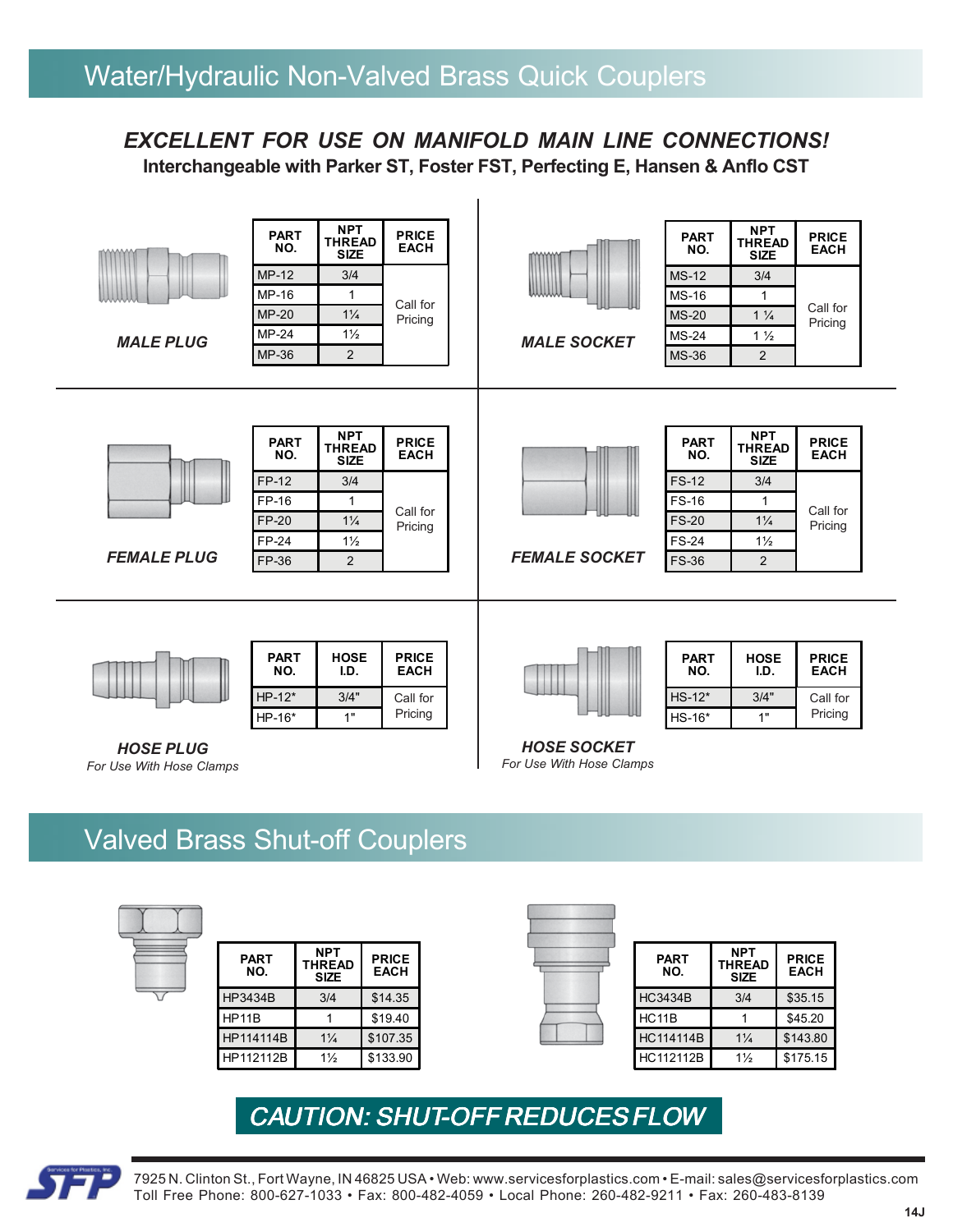# Water/Hydraulic Non-Valved Brass Quick Couplers

***EXCELLENT FOR USE ON MANIFOLD MAIN LINE CONNECTIONS!***

**Interchangeable with Parker ST, Foster FST, Perfecting E, Hansen & Anflo CST**

### *MALE PLUG*

| PART NO. | NPT THREAD SIZE | PRICE EACH |
|---|---|---|
| MP-12 | 3/4 | Call for Pricing |
| MP-16 | 1 | |
| MP-20 | 1¼ | |
| MP-24 | 1½ | |
| MP-36 | 2 | |

### *MALE SOCKET*

| PART NO. | NPT THREAD SIZE | PRICE EACH |
|---|---|---|
| MS-12 | 3/4 | Call for Pricing |
| MS-16 | 1 | |
| MS-20 | 1 ¼ | |
| MS-24 | 1 ½ | |
| MS-36 | 2 | |

### *FEMALE PLUG*

| PART NO. | NPT THREAD SIZE | PRICE EACH |
|---|---|---|
| FP-12 | 3/4 | Call for Pricing |
| FP-16 | 1 | |
| FP-20 | 1¼ | |
| FP-24 | 1½ | |
| FP-36 | 2 | |

### *FEMALE SOCKET*

| PART NO. | NPT THREAD SIZE | PRICE EACH |
|---|---|---|
| FS-12 | 3/4 | Call for Pricing |
| FS-16 | 1 | |
| FS-20 | 1¼ | |
| FS-24 | 1½ | |
| FS-36 | 2 | |

### *HOSE PLUG*

*For Use With Hose Clamps*

| PART NO. | HOSE I.D. | PRICE EACH |
|---|---|---|
| HP-12* | 3/4" | Call for Pricing |
| HP-16* | 1" | |

### *HOSE SOCKET*

*For Use With Hose Clamps*

| PART NO. | HOSE I.D. | PRICE EACH |
|---|---|---|
| HS-12* | 3/4" | Call for Pricing |
| HS-16* | 1" | |

# Valved Brass Shut-off Couplers

| PART NO. | NPT THREAD SIZE | PRICE EACH |
|---|---|---|
| HP3434B | 3/4 | $14.35 |
| HP11B | 1 | $19.40 |
| HP114114B | 1¼ | $107.35 |
| HP112112B | 1½ | $133.90 |

| PART NO. | NPT THREAD SIZE | PRICE EACH |
|---|---|---|
| HC3434B | 3/4 | $35.15 |
| HC11B | 1 | $45.20 |
| HC114114B | 1¼ | $143.80 |
| HC112112B | 1½ | $175.15 |

***CAUTION: SHUT-OFF REDUCES FLOW***

7925 N. Clinton St., Fort Wayne, IN 46825 USA • Web: www.servicesforplastics.com • E-mail: sales@servicesforplastics.com
Toll Free Phone: 800-627-1033 • Fax: 800-482-4059 • Local Phone: 260-482-9211 • Fax: 260-483-8139